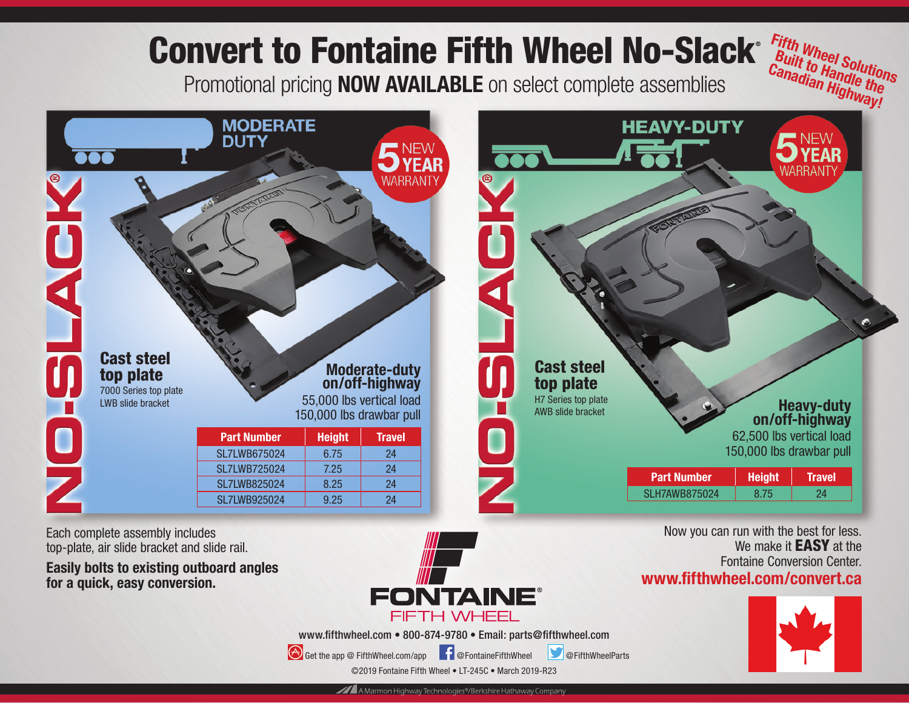# Convert to Fontaine Fifth Wheel No-Slack®

Promotional pricing **NOW AVAILABLE** on select complete assemblies

*Fifth Wheel Solutions Built to Handle the Canadian Highway!*

## MODERATE DUTY

5 NEW YEAR WARRANTY

NO-SLACK®

**Cast steel top plate**
7000 Series top plate
LWB slide bracket

**Moderate-duty on/off-highway**
55,000 lbs vertical load
150,000 lbs drawbar pull

| Part Number | Height | Travel |
|---|---|---|
| SL7LWB675024 | 6.75 | 24 |
| SL7LWB725024 | 7.25 | 24 |
| SL7LWB825024 | 8.25 | 24 |
| SL7LWB925024 | 9.25 | 24 |

## HEAVY-DUTY

5 NEW YEAR WARRANTY

NO-SLACK®

**Cast steel top plate**
H7 Series top plate
AWB slide bracket

**Heavy-duty on/off-highway**
62,500 lbs vertical load
150,000 lbs drawbar pull

| Part Number | Height | Travel |
|---|---|---|
| SLH7AWB875024 | 8.75 | 24 |

Each complete assembly includes top-plate, air slide bracket and slide rail.

**Easily bolts to existing outboard angles for a quick, easy conversion.**

Now you can run with the best for less.
We make it **EASY** at the Fontaine Conversion Center.

**www.fifthwheel.com/convert.ca**

FONTAINE® FIFTH WHEEL

www.fifthwheel.com • 800-874-9780 • Email: parts@fifthwheel.com

Get the app @ FifthWheel.com/app   @FontaineFifthWheel   @FifthWheelParts

©2019 Fontaine Fifth Wheel • LT-245C • March 2019-R23

A Marmon Highway Technologies®/Berkshire Hathaway Company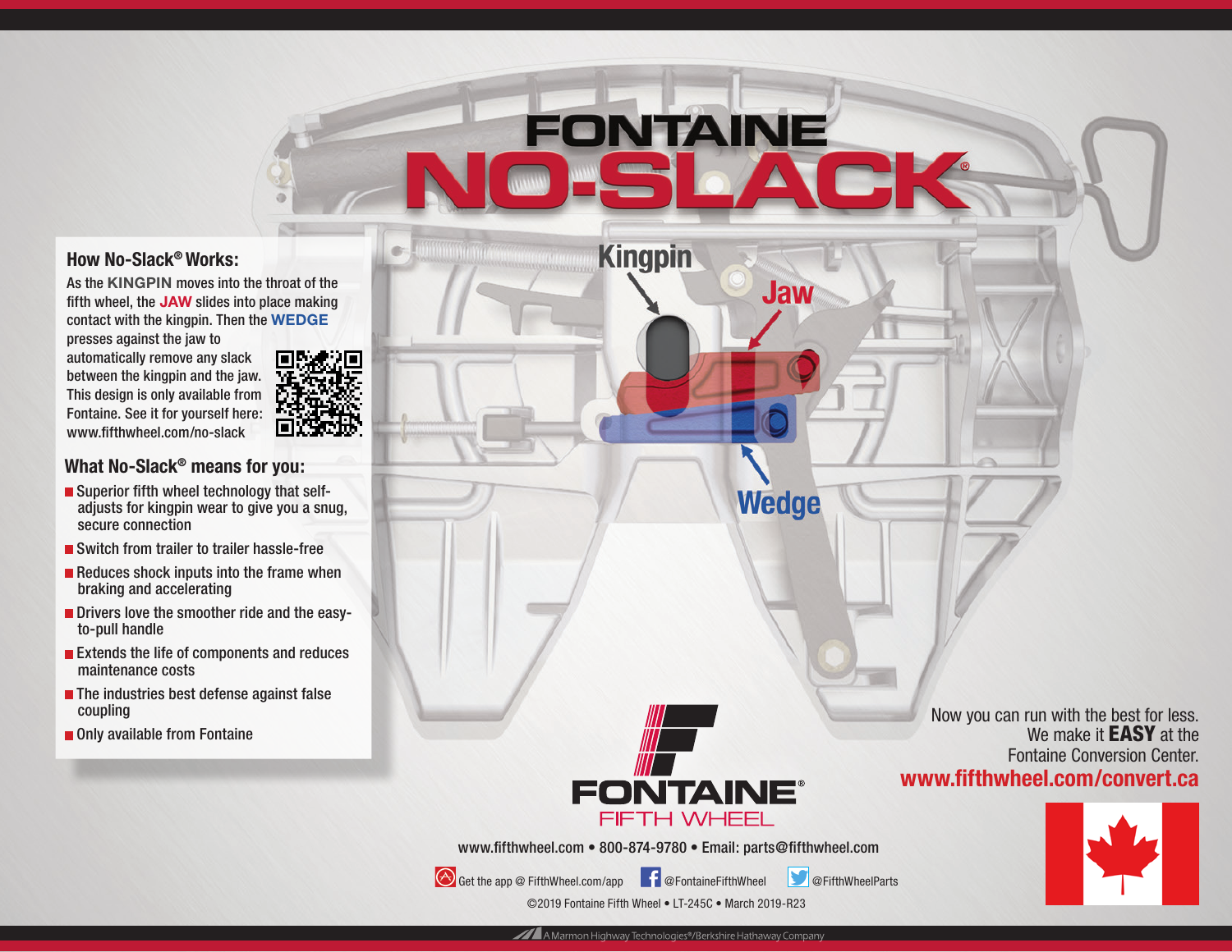# FONTAINE NO-SLACK®

## How No-Slack® Works:

As the **KINGPIN** moves into the throat of the fifth wheel, the **JAW** slides into place making contact with the kingpin. Then the **WEDGE** presses against the jaw to automatically remove any slack between the kingpin and the jaw. This design is only available from Fontaine. See it for yourself here: www.fifthwheel.com/no-slack

## What No-Slack® means for you:

- Superior fifth wheel technology that self-adjusts for kingpin wear to give you a snug, secure connection
- Switch from trailer to trailer hassle-free
- Reduces shock inputs into the frame when braking and accelerating
- Drivers love the smoother ride and the easy-to-pull handle
- Extends the life of components and reduces maintenance costs
- The industries best defense against false coupling
- Only available from Fontaine

Kingpin

Jaw

Wedge

Now you can run with the best for less. We make it **EASY** at the Fontaine Conversion Center.

**www.fifthwheel.com/convert.ca**

FONTAINE® FIFTH WHEEL

www.fifthwheel.com • 800-874-9780 • Email: parts@fifthwheel.com

Get the app @ FifthWheel.com/app   @FontaineFifthWheel   @FifthWheelParts

©2019 Fontaine Fifth Wheel • LT-245C • March 2019-R23

A Marmon Highway Technologies®/Berkshire Hathaway Company